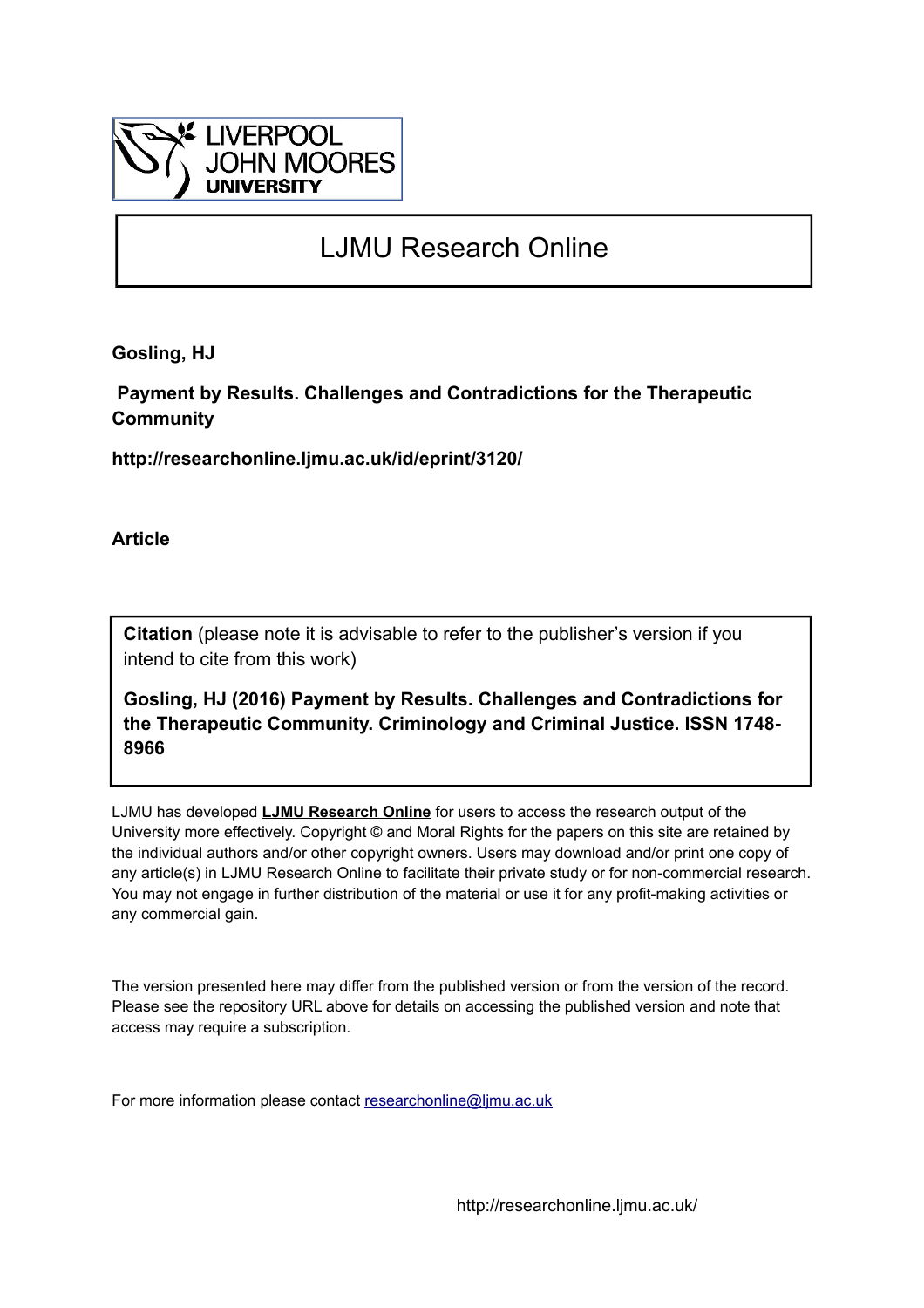LIVERPOOL
JOHN MOORES
UNIVERSITY

# LJMU Research Online

**Gosling, HJ**

**Payment by Results. Challenges and Contradictions for the Therapeutic Community**

**http://researchonline.ljmu.ac.uk/id/eprint/3120/**

**Article**

**Citation** (please note it is advisable to refer to the publisher's version if you intend to cite from this work)

**Gosling, HJ (2016) Payment by Results. Challenges and Contradictions for the Therapeutic Community. Criminology and Criminal Justice. ISSN 1748-8966**

LJMU has developed **LJMU Research Online** for users to access the research output of the University more effectively. Copyright © and Moral Rights for the papers on this site are retained by the individual authors and/or other copyright owners. Users may download and/or print one copy of any article(s) in LJMU Research Online to facilitate their private study or for non-commercial research. You may not engage in further distribution of the material or use it for any profit-making activities or any commercial gain.

The version presented here may differ from the published version or from the version of the record. Please see the repository URL above for details on accessing the published version and note that access may require a subscription.

For more information please contact researchonline@ljmu.ac.uk

http://researchonline.ljmu.ac.uk/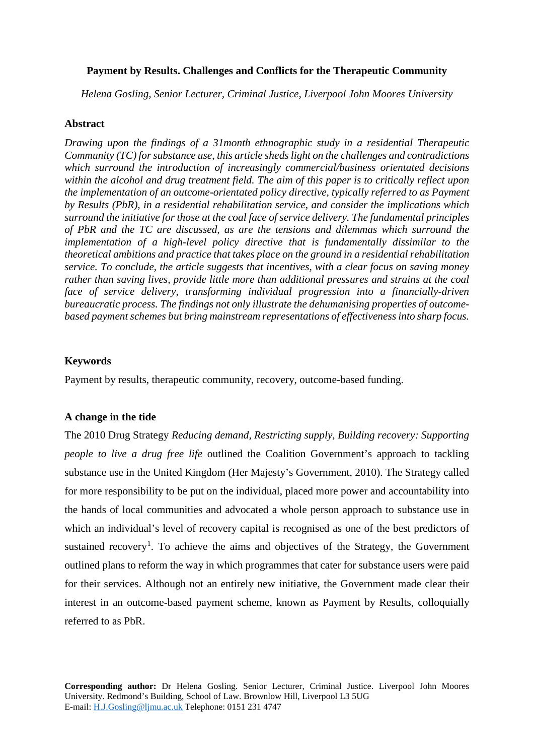**Payment by Results. Challenges and Conflicts for the Therapeutic Community**

*Helena Gosling, Senior Lecturer, Criminal Justice, Liverpool John Moores University*

## Abstract

*Drawing upon the findings of a 31month ethnographic study in a residential Therapeutic Community (TC) for substance use, this article sheds light on the challenges and contradictions which surround the introduction of increasingly commercial/business orientated decisions within the alcohol and drug treatment field. The aim of this paper is to critically reflect upon the implementation of an outcome-orientated policy directive, typically referred to as Payment by Results (PbR), in a residential rehabilitation service, and consider the implications which surround the initiative for those at the coal face of service delivery. The fundamental principles of PbR and the TC are discussed, as are the tensions and dilemmas which surround the implementation of a high-level policy directive that is fundamentally dissimilar to the theoretical ambitions and practice that takes place on the ground in a residential rehabilitation service. To conclude, the article suggests that incentives, with a clear focus on saving money rather than saving lives, provide little more than additional pressures and strains at the coal face of service delivery, transforming individual progression into a financially-driven bureaucratic process. The findings not only illustrate the dehumanising properties of outcome-based payment schemes but bring mainstream representations of effectiveness into sharp focus.*

## Keywords

Payment by results, therapeutic community, recovery, outcome-based funding.

## A change in the tide

The 2010 Drug Strategy *Reducing demand, Restricting supply, Building recovery: Supporting people to live a drug free life* outlined the Coalition Government's approach to tackling substance use in the United Kingdom (Her Majesty's Government, 2010). The Strategy called for more responsibility to be put on the individual, placed more power and accountability into the hands of local communities and advocated a whole person approach to substance use in which an individual's level of recovery capital is recognised as one of the best predictors of sustained recovery[1]. To achieve the aims and objectives of the Strategy, the Government outlined plans to reform the way in which programmes that cater for substance users were paid for their services. Although not an entirely new initiative, the Government made clear their interest in an outcome-based payment scheme, known as Payment by Results, colloquially referred to as PbR.

**Corresponding author:** Dr Helena Gosling. Senior Lecturer, Criminal Justice. Liverpool John Moores University. Redmond's Building, School of Law. Brownlow Hill, Liverpool L3 5UG
E-mail: H.J.Gosling@ljmu.ac.uk Telephone: 0151 231 4747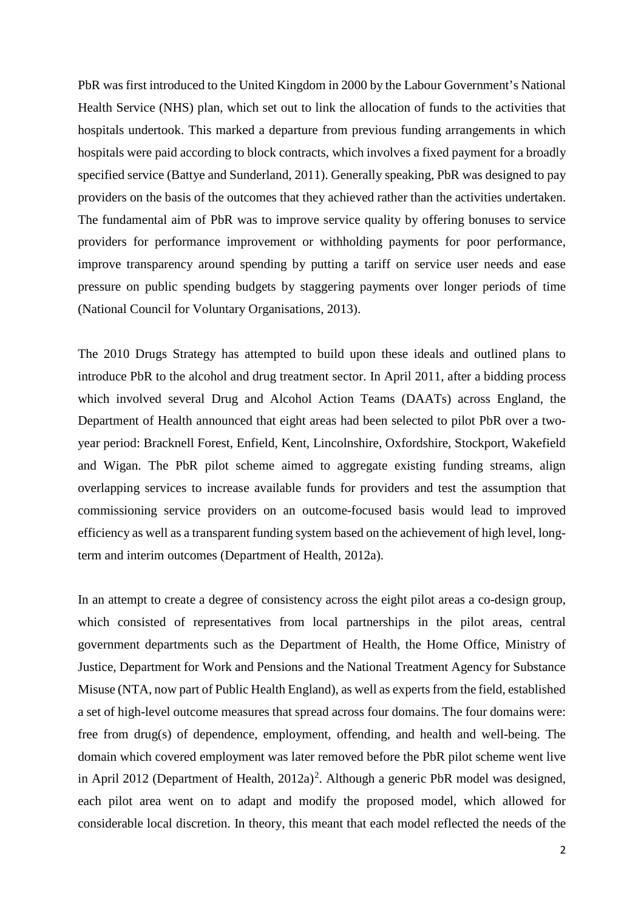PbR was first introduced to the United Kingdom in 2000 by the Labour Government's National Health Service (NHS) plan, which set out to link the allocation of funds to the activities that hospitals undertook. This marked a departure from previous funding arrangements in which hospitals were paid according to block contracts, which involves a fixed payment for a broadly specified service (Battye and Sunderland, 2011). Generally speaking, PbR was designed to pay providers on the basis of the outcomes that they achieved rather than the activities undertaken. The fundamental aim of PbR was to improve service quality by offering bonuses to service providers for performance improvement or withholding payments for poor performance, improve transparency around spending by putting a tariff on service user needs and ease pressure on public spending budgets by staggering payments over longer periods of time (National Council for Voluntary Organisations, 2013).

The 2010 Drugs Strategy has attempted to build upon these ideals and outlined plans to introduce PbR to the alcohol and drug treatment sector. In April 2011, after a bidding process which involved several Drug and Alcohol Action Teams (DAATs) across England, the Department of Health announced that eight areas had been selected to pilot PbR over a two-year period: Bracknell Forest, Enfield, Kent, Lincolnshire, Oxfordshire, Stockport, Wakefield and Wigan. The PbR pilot scheme aimed to aggregate existing funding streams, align overlapping services to increase available funds for providers and test the assumption that commissioning service providers on an outcome-focused basis would lead to improved efficiency as well as a transparent funding system based on the achievement of high level, long-term and interim outcomes (Department of Health, 2012a).

In an attempt to create a degree of consistency across the eight pilot areas a co-design group, which consisted of representatives from local partnerships in the pilot areas, central government departments such as the Department of Health, the Home Office, Ministry of Justice, Department for Work and Pensions and the National Treatment Agency for Substance Misuse (NTA, now part of Public Health England), as well as experts from the field, established a set of high-level outcome measures that spread across four domains. The four domains were: free from drug(s) of dependence, employment, offending, and health and well-being. The domain which covered employment was later removed before the PbR pilot scheme went live in April 2012 (Department of Health, 2012a)[2]. Although a generic PbR model was designed, each pilot area went on to adapt and modify the proposed model, which allowed for considerable local discretion. In theory, this meant that each model reflected the needs of the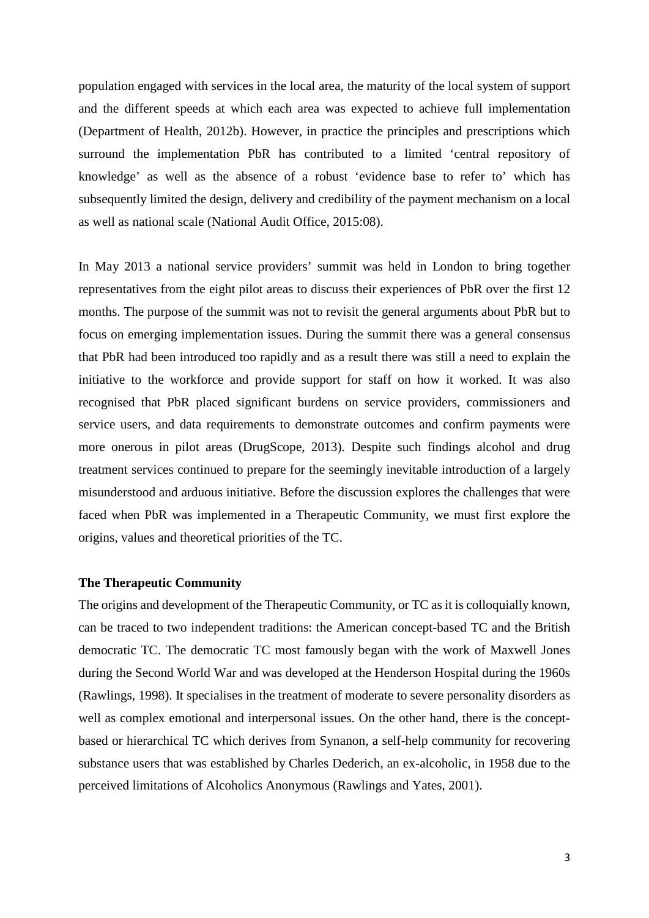population engaged with services in the local area, the maturity of the local system of support and the different speeds at which each area was expected to achieve full implementation (Department of Health, 2012b). However, in practice the principles and prescriptions which surround the implementation PbR has contributed to a limited 'central repository of knowledge' as well as the absence of a robust 'evidence base to refer to' which has subsequently limited the design, delivery and credibility of the payment mechanism on a local as well as national scale (National Audit Office, 2015:08).

In May 2013 a national service providers' summit was held in London to bring together representatives from the eight pilot areas to discuss their experiences of PbR over the first 12 months. The purpose of the summit was not to revisit the general arguments about PbR but to focus on emerging implementation issues. During the summit there was a general consensus that PbR had been introduced too rapidly and as a result there was still a need to explain the initiative to the workforce and provide support for staff on how it worked. It was also recognised that PbR placed significant burdens on service providers, commissioners and service users, and data requirements to demonstrate outcomes and confirm payments were more onerous in pilot areas (DrugScope, 2013). Despite such findings alcohol and drug treatment services continued to prepare for the seemingly inevitable introduction of a largely misunderstood and arduous initiative. Before the discussion explores the challenges that were faced when PbR was implemented in a Therapeutic Community, we must first explore the origins, values and theoretical priorities of the TC.

**The Therapeutic Community**

The origins and development of the Therapeutic Community, or TC as it is colloquially known, can be traced to two independent traditions: the American concept-based TC and the British democratic TC. The democratic TC most famously began with the work of Maxwell Jones during the Second World War and was developed at the Henderson Hospital during the 1960s (Rawlings, 1998). It specialises in the treatment of moderate to severe personality disorders as well as complex emotional and interpersonal issues. On the other hand, there is the concept-based or hierarchical TC which derives from Synanon, a self-help community for recovering substance users that was established by Charles Dederich, an ex-alcoholic, in 1958 due to the perceived limitations of Alcoholics Anonymous (Rawlings and Yates, 2001).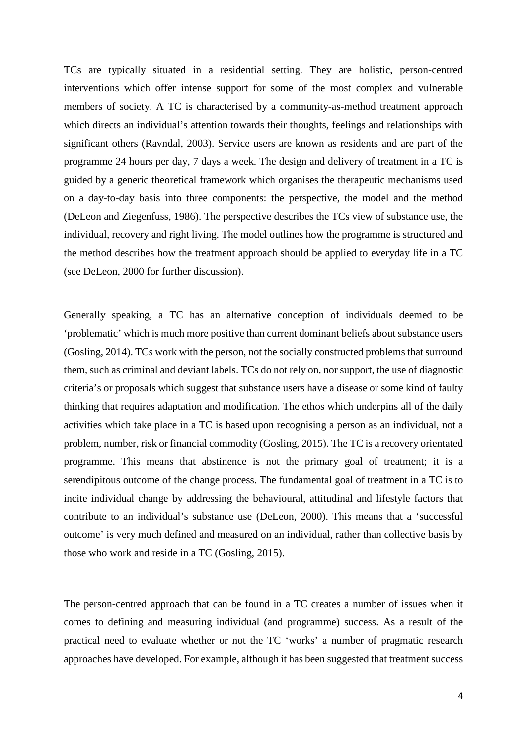TCs are typically situated in a residential setting. They are holistic, person-centred interventions which offer intense support for some of the most complex and vulnerable members of society. A TC is characterised by a community-as-method treatment approach which directs an individual's attention towards their thoughts, feelings and relationships with significant others (Ravndal, 2003). Service users are known as residents and are part of the programme 24 hours per day, 7 days a week. The design and delivery of treatment in a TC is guided by a generic theoretical framework which organises the therapeutic mechanisms used on a day-to-day basis into three components: the perspective, the model and the method (DeLeon and Ziegenfuss, 1986). The perspective describes the TCs view of substance use, the individual, recovery and right living. The model outlines how the programme is structured and the method describes how the treatment approach should be applied to everyday life in a TC (see DeLeon, 2000 for further discussion).

Generally speaking, a TC has an alternative conception of individuals deemed to be 'problematic' which is much more positive than current dominant beliefs about substance users (Gosling, 2014). TCs work with the person, not the socially constructed problems that surround them, such as criminal and deviant labels. TCs do not rely on, nor support, the use of diagnostic criteria's or proposals which suggest that substance users have a disease or some kind of faulty thinking that requires adaptation and modification. The ethos which underpins all of the daily activities which take place in a TC is based upon recognising a person as an individual, not a problem, number, risk or financial commodity (Gosling, 2015). The TC is a recovery orientated programme. This means that abstinence is not the primary goal of treatment; it is a serendipitous outcome of the change process. The fundamental goal of treatment in a TC is to incite individual change by addressing the behavioural, attitudinal and lifestyle factors that contribute to an individual's substance use (DeLeon, 2000). This means that a 'successful outcome' is very much defined and measured on an individual, rather than collective basis by those who work and reside in a TC (Gosling, 2015).

The person-centred approach that can be found in a TC creates a number of issues when it comes to defining and measuring individual (and programme) success. As a result of the practical need to evaluate whether or not the TC 'works' a number of pragmatic research approaches have developed. For example, although it has been suggested that treatment success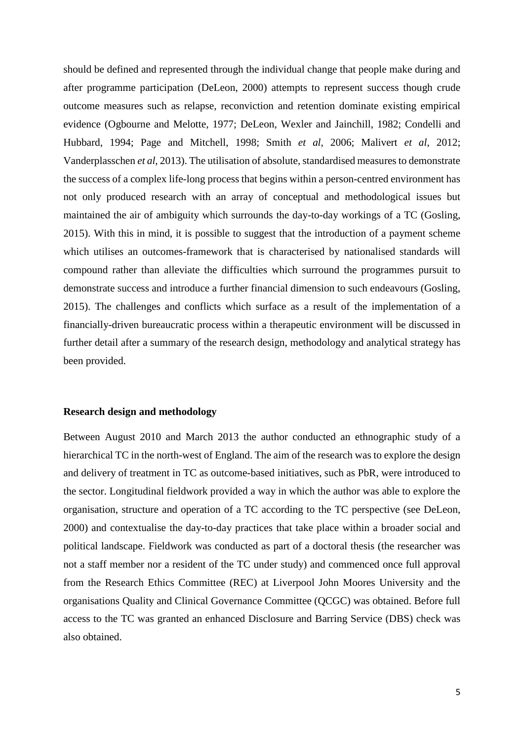should be defined and represented through the individual change that people make during and after programme participation (DeLeon, 2000) attempts to represent success though crude outcome measures such as relapse, reconviction and retention dominate existing empirical evidence (Ogbourne and Melotte, 1977; DeLeon, Wexler and Jainchill, 1982; Condelli and Hubbard, 1994; Page and Mitchell, 1998; Smith *et al*, 2006; Malivert *et al*, 2012; Vanderplasschen *et al*, 2013). The utilisation of absolute, standardised measures to demonstrate the success of a complex life-long process that begins within a person-centred environment has not only produced research with an array of conceptual and methodological issues but maintained the air of ambiguity which surrounds the day-to-day workings of a TC (Gosling, 2015). With this in mind, it is possible to suggest that the introduction of a payment scheme which utilises an outcomes-framework that is characterised by nationalised standards will compound rather than alleviate the difficulties which surround the programmes pursuit to demonstrate success and introduce a further financial dimension to such endeavours (Gosling, 2015). The challenges and conflicts which surface as a result of the implementation of a financially-driven bureaucratic process within a therapeutic environment will be discussed in further detail after a summary of the research design, methodology and analytical strategy has been provided.

**Research design and methodology**

Between August 2010 and March 2013 the author conducted an ethnographic study of a hierarchical TC in the north-west of England. The aim of the research was to explore the design and delivery of treatment in TC as outcome-based initiatives, such as PbR, were introduced to the sector. Longitudinal fieldwork provided a way in which the author was able to explore the organisation, structure and operation of a TC according to the TC perspective (see DeLeon, 2000) and contextualise the day-to-day practices that take place within a broader social and political landscape. Fieldwork was conducted as part of a doctoral thesis (the researcher was not a staff member nor a resident of the TC under study) and commenced once full approval from the Research Ethics Committee (REC) at Liverpool John Moores University and the organisations Quality and Clinical Governance Committee (QCGC) was obtained. Before full access to the TC was granted an enhanced Disclosure and Barring Service (DBS) check was also obtained.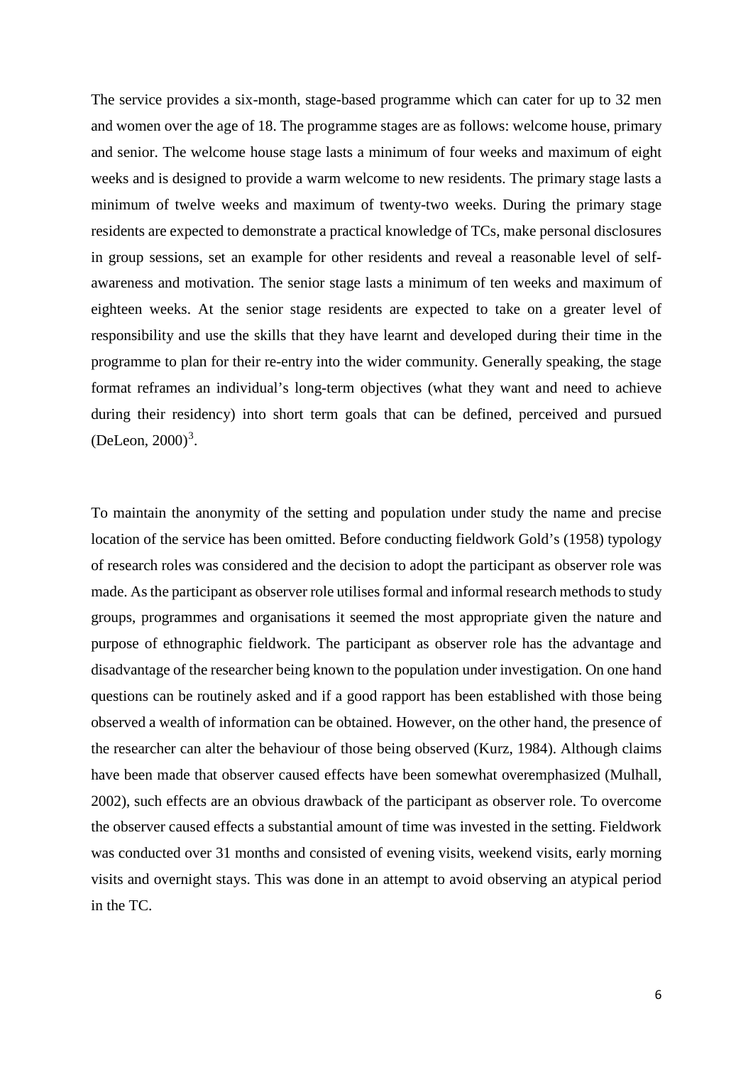The service provides a six-month, stage-based programme which can cater for up to 32 men and women over the age of 18. The programme stages are as follows: welcome house, primary and senior. The welcome house stage lasts a minimum of four weeks and maximum of eight weeks and is designed to provide a warm welcome to new residents. The primary stage lasts a minimum of twelve weeks and maximum of twenty-two weeks. During the primary stage residents are expected to demonstrate a practical knowledge of TCs, make personal disclosures in group sessions, set an example for other residents and reveal a reasonable level of self-awareness and motivation. The senior stage lasts a minimum of ten weeks and maximum of eighteen weeks. At the senior stage residents are expected to take on a greater level of responsibility and use the skills that they have learnt and developed during their time in the programme to plan for their re-entry into the wider community. Generally speaking, the stage format reframes an individual's long-term objectives (what they want and need to achieve during their residency) into short term goals that can be defined, perceived and pursued (DeLeon, 2000)[3].

To maintain the anonymity of the setting and population under study the name and precise location of the service has been omitted. Before conducting fieldwork Gold's (1958) typology of research roles was considered and the decision to adopt the participant as observer role was made. As the participant as observer role utilises formal and informal research methods to study groups, programmes and organisations it seemed the most appropriate given the nature and purpose of ethnographic fieldwork. The participant as observer role has the advantage and disadvantage of the researcher being known to the population under investigation. On one hand questions can be routinely asked and if a good rapport has been established with those being observed a wealth of information can be obtained. However, on the other hand, the presence of the researcher can alter the behaviour of those being observed (Kurz, 1984). Although claims have been made that observer caused effects have been somewhat overemphasized (Mulhall, 2002), such effects are an obvious drawback of the participant as observer role. To overcome the observer caused effects a substantial amount of time was invested in the setting. Fieldwork was conducted over 31 months and consisted of evening visits, weekend visits, early morning visits and overnight stays. This was done in an attempt to avoid observing an atypical period in the TC.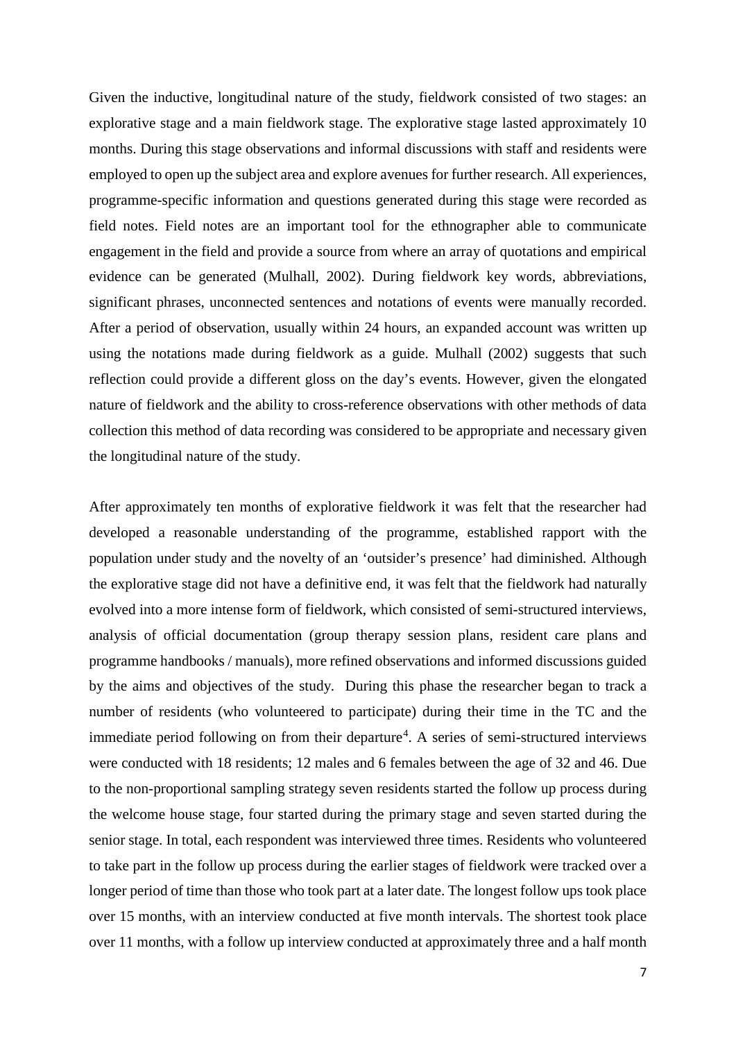Given the inductive, longitudinal nature of the study, fieldwork consisted of two stages: an explorative stage and a main fieldwork stage. The explorative stage lasted approximately 10 months. During this stage observations and informal discussions with staff and residents were employed to open up the subject area and explore avenues for further research. All experiences, programme-specific information and questions generated during this stage were recorded as field notes. Field notes are an important tool for the ethnographer able to communicate engagement in the field and provide a source from where an array of quotations and empirical evidence can be generated (Mulhall, 2002). During fieldwork key words, abbreviations, significant phrases, unconnected sentences and notations of events were manually recorded. After a period of observation, usually within 24 hours, an expanded account was written up using the notations made during fieldwork as a guide. Mulhall (2002) suggests that such reflection could provide a different gloss on the day's events. However, given the elongated nature of fieldwork and the ability to cross-reference observations with other methods of data collection this method of data recording was considered to be appropriate and necessary given the longitudinal nature of the study.

After approximately ten months of explorative fieldwork it was felt that the researcher had developed a reasonable understanding of the programme, established rapport with the population under study and the novelty of an 'outsider's presence' had diminished. Although the explorative stage did not have a definitive end, it was felt that the fieldwork had naturally evolved into a more intense form of fieldwork, which consisted of semi-structured interviews, analysis of official documentation (group therapy session plans, resident care plans and programme handbooks / manuals), more refined observations and informed discussions guided by the aims and objectives of the study. During this phase the researcher began to track a number of residents (who volunteered to participate) during their time in the TC and the immediate period following on from their departure[4]. A series of semi-structured interviews were conducted with 18 residents; 12 males and 6 females between the age of 32 and 46. Due to the non-proportional sampling strategy seven residents started the follow up process during the welcome house stage, four started during the primary stage and seven started during the senior stage. In total, each respondent was interviewed three times. Residents who volunteered to take part in the follow up process during the earlier stages of fieldwork were tracked over a longer period of time than those who took part at a later date. The longest follow ups took place over 15 months, with an interview conducted at five month intervals. The shortest took place over 11 months, with a follow up interview conducted at approximately three and a half month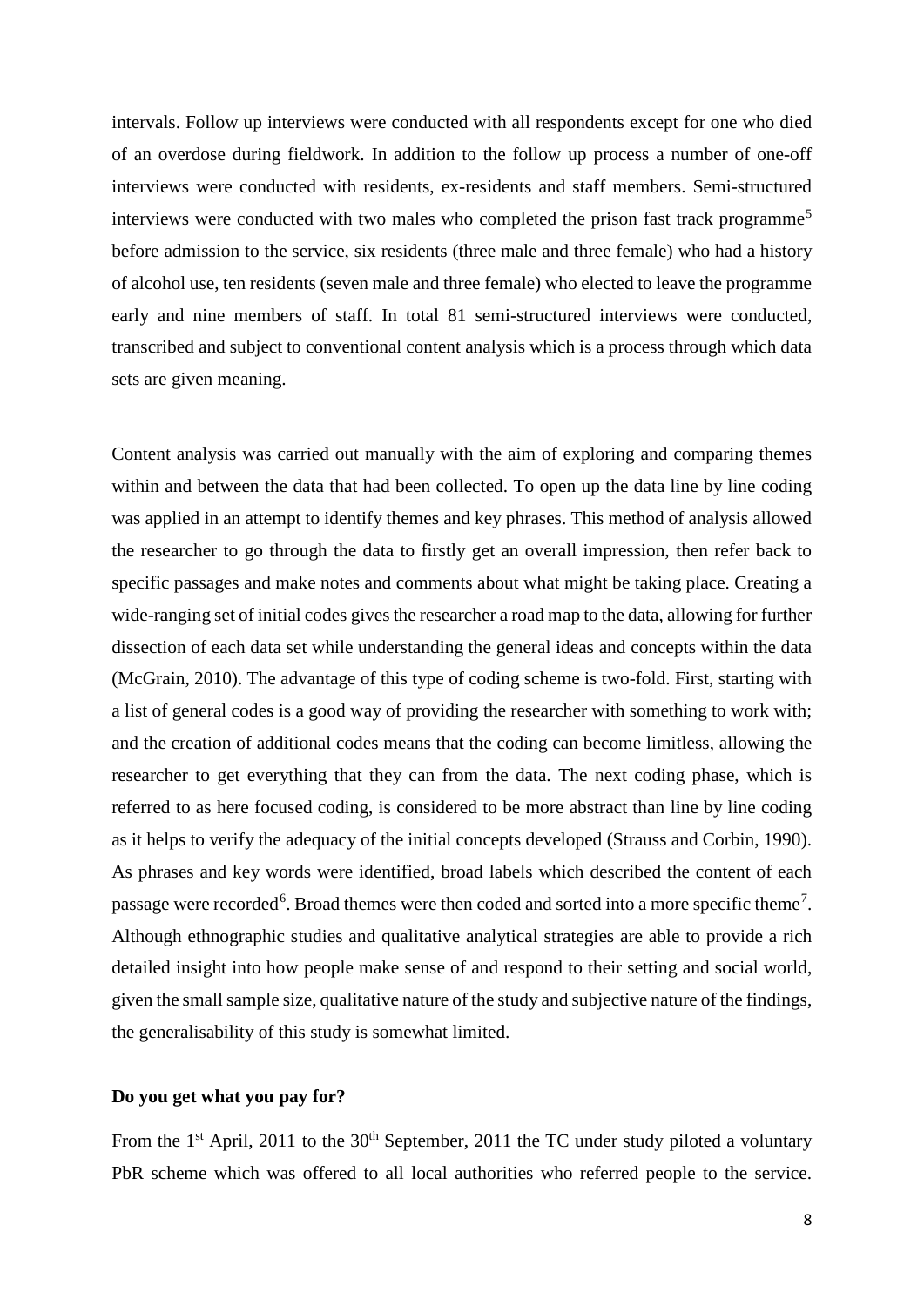intervals. Follow up interviews were conducted with all respondents except for one who died of an overdose during fieldwork. In addition to the follow up process a number of one-off interviews were conducted with residents, ex-residents and staff members. Semi-structured interviews were conducted with two males who completed the prison fast track programme[5] before admission to the service, six residents (three male and three female) who had a history of alcohol use, ten residents (seven male and three female) who elected to leave the programme early and nine members of staff. In total 81 semi-structured interviews were conducted, transcribed and subject to conventional content analysis which is a process through which data sets are given meaning.

Content analysis was carried out manually with the aim of exploring and comparing themes within and between the data that had been collected. To open up the data line by line coding was applied in an attempt to identify themes and key phrases. This method of analysis allowed the researcher to go through the data to firstly get an overall impression, then refer back to specific passages and make notes and comments about what might be taking place. Creating a wide-ranging set of initial codes gives the researcher a road map to the data, allowing for further dissection of each data set while understanding the general ideas and concepts within the data (McGrain, 2010). The advantage of this type of coding scheme is two-fold. First, starting with a list of general codes is a good way of providing the researcher with something to work with; and the creation of additional codes means that the coding can become limitless, allowing the researcher to get everything that they can from the data. The next coding phase, which is referred to as here focused coding, is considered to be more abstract than line by line coding as it helps to verify the adequacy of the initial concepts developed (Strauss and Corbin, 1990). As phrases and key words were identified, broad labels which described the content of each passage were recorded[6]. Broad themes were then coded and sorted into a more specific theme[7]. Although ethnographic studies and qualitative analytical strategies are able to provide a rich detailed insight into how people make sense of and respond to their setting and social world, given the small sample size, qualitative nature of the study and subjective nature of the findings, the generalisability of this study is somewhat limited.

**Do you get what you pay for?**

From the 1st April, 2011 to the 30th September, 2011 the TC under study piloted a voluntary PbR scheme which was offered to all local authorities who referred people to the service.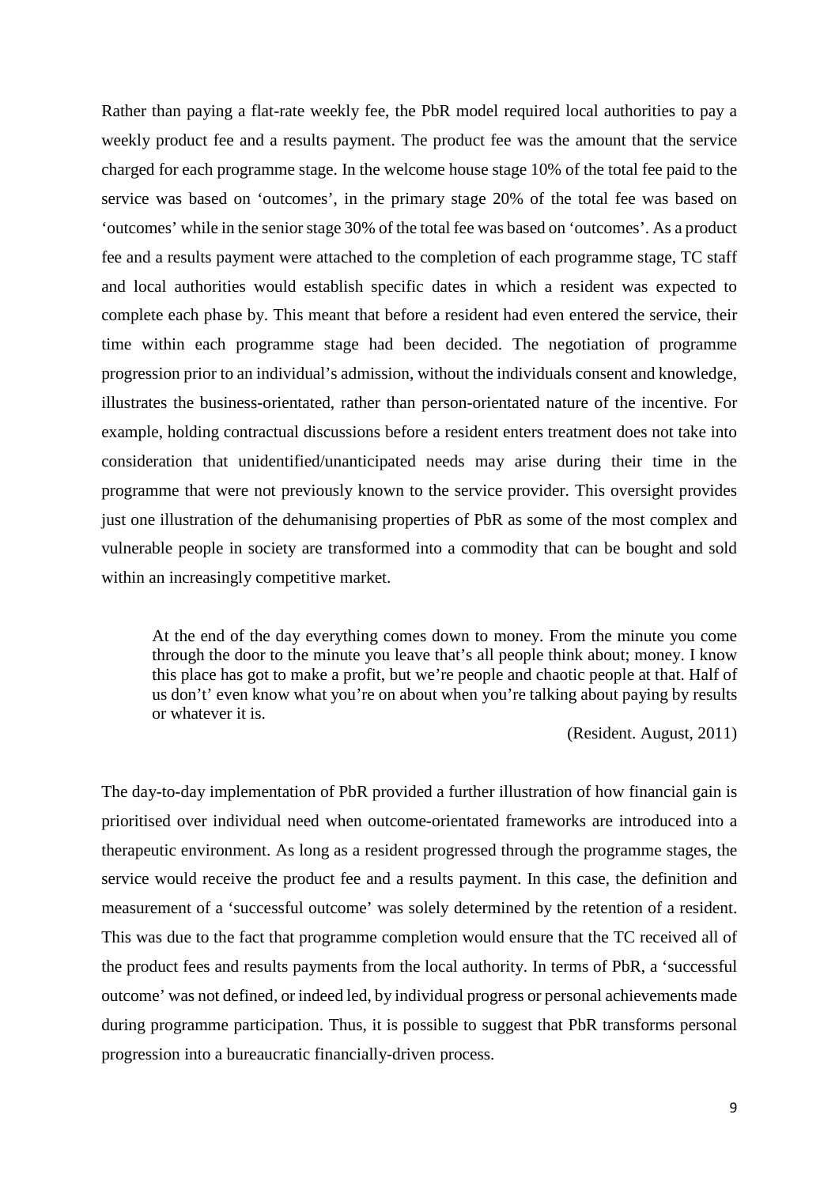Rather than paying a flat-rate weekly fee, the PbR model required local authorities to pay a weekly product fee and a results payment. The product fee was the amount that the service charged for each programme stage. In the welcome house stage 10% of the total fee paid to the service was based on 'outcomes', in the primary stage 20% of the total fee was based on 'outcomes' while in the senior stage 30% of the total fee was based on 'outcomes'. As a product fee and a results payment were attached to the completion of each programme stage, TC staff and local authorities would establish specific dates in which a resident was expected to complete each phase by. This meant that before a resident had even entered the service, their time within each programme stage had been decided. The negotiation of programme progression prior to an individual's admission, without the individuals consent and knowledge, illustrates the business-orientated, rather than person-orientated nature of the incentive. For example, holding contractual discussions before a resident enters treatment does not take into consideration that unidentified/unanticipated needs may arise during their time in the programme that were not previously known to the service provider. This oversight provides just one illustration of the dehumanising properties of PbR as some of the most complex and vulnerable people in society are transformed into a commodity that can be bought and sold within an increasingly competitive market.

> At the end of the day everything comes down to money. From the minute you come through the door to the minute you leave that's all people think about; money. I know this place has got to make a profit, but we're people and chaotic people at that. Half of us don't' even know what you're on about when you're talking about paying by results or whatever it is.
>
> (Resident. August, 2011)

The day-to-day implementation of PbR provided a further illustration of how financial gain is prioritised over individual need when outcome-orientated frameworks are introduced into a therapeutic environment. As long as a resident progressed through the programme stages, the service would receive the product fee and a results payment. In this case, the definition and measurement of a 'successful outcome' was solely determined by the retention of a resident. This was due to the fact that programme completion would ensure that the TC received all of the product fees and results payments from the local authority. In terms of PbR, a 'successful outcome' was not defined, or indeed led, by individual progress or personal achievements made during programme participation. Thus, it is possible to suggest that PbR transforms personal progression into a bureaucratic financially-driven process.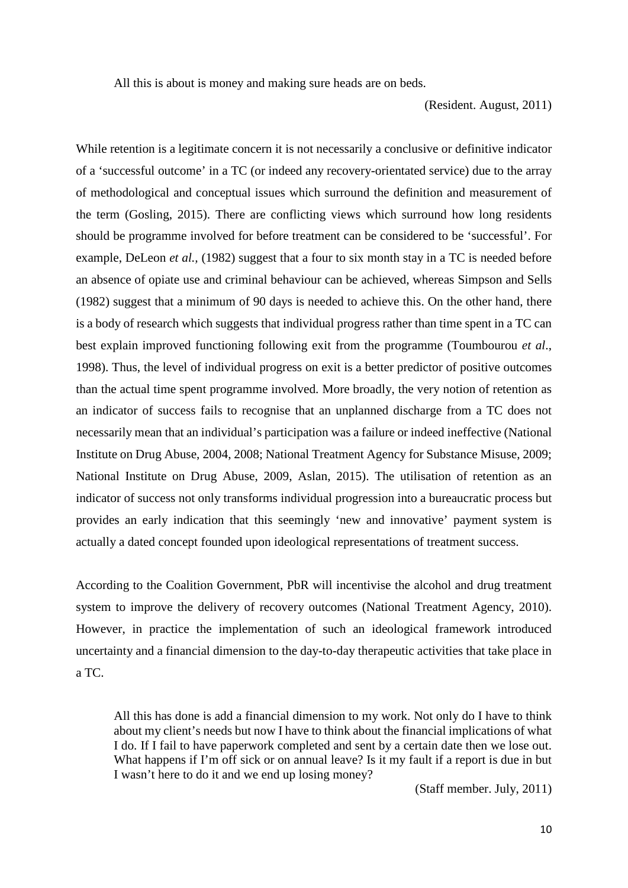> All this is about is money and making sure heads are on beds.
>
> (Resident. August, 2011)

While retention is a legitimate concern it is not necessarily a conclusive or definitive indicator of a 'successful outcome' in a TC (or indeed any recovery-orientated service) due to the array of methodological and conceptual issues which surround the definition and measurement of the term (Gosling, 2015). There are conflicting views which surround how long residents should be programme involved for before treatment can be considered to be 'successful'. For example, DeLeon *et al.,* (1982) suggest that a four to six month stay in a TC is needed before an absence of opiate use and criminal behaviour can be achieved, whereas Simpson and Sells (1982) suggest that a minimum of 90 days is needed to achieve this. On the other hand, there is a body of research which suggests that individual progress rather than time spent in a TC can best explain improved functioning following exit from the programme (Toumbourou *et al*., 1998). Thus, the level of individual progress on exit is a better predictor of positive outcomes than the actual time spent programme involved. More broadly, the very notion of retention as an indicator of success fails to recognise that an unplanned discharge from a TC does not necessarily mean that an individual's participation was a failure or indeed ineffective (National Institute on Drug Abuse, 2004, 2008; National Treatment Agency for Substance Misuse, 2009; National Institute on Drug Abuse, 2009, Aslan, 2015). The utilisation of retention as an indicator of success not only transforms individual progression into a bureaucratic process but provides an early indication that this seemingly 'new and innovative' payment system is actually a dated concept founded upon ideological representations of treatment success.

According to the Coalition Government, PbR will incentivise the alcohol and drug treatment system to improve the delivery of recovery outcomes (National Treatment Agency, 2010). However, in practice the implementation of such an ideological framework introduced uncertainty and a financial dimension to the day-to-day therapeutic activities that take place in a TC.

> All this has done is add a financial dimension to my work. Not only do I have to think about my client's needs but now I have to think about the financial implications of what I do. If I fail to have paperwork completed and sent by a certain date then we lose out. What happens if I'm off sick or on annual leave? Is it my fault if a report is due in but I wasn't here to do it and we end up losing money?
>
> (Staff member. July, 2011)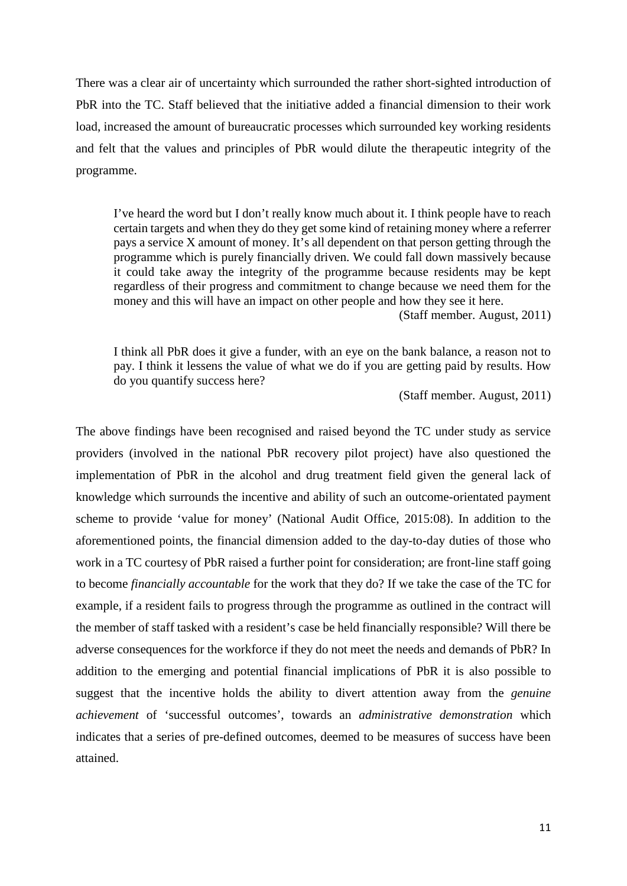There was a clear air of uncertainty which surrounded the rather short-sighted introduction of PbR into the TC. Staff believed that the initiative added a financial dimension to their work load, increased the amount of bureaucratic processes which surrounded key working residents and felt that the values and principles of PbR would dilute the therapeutic integrity of the programme.

> I've heard the word but I don't really know much about it. I think people have to reach certain targets and when they do they get some kind of retaining money where a referrer pays a service X amount of money. It's all dependent on that person getting through the programme which is purely financially driven. We could fall down massively because it could take away the integrity of the programme because residents may be kept regardless of their progress and commitment to change because we need them for the money and this will have an impact on other people and how they see it here.
>
> (Staff member. August, 2011)

> I think all PbR does it give a funder, with an eye on the bank balance, a reason not to pay. I think it lessens the value of what we do if you are getting paid by results. How do you quantify success here?
>
> (Staff member. August, 2011)

The above findings have been recognised and raised beyond the TC under study as service providers (involved in the national PbR recovery pilot project) have also questioned the implementation of PbR in the alcohol and drug treatment field given the general lack of knowledge which surrounds the incentive and ability of such an outcome-orientated payment scheme to provide 'value for money' (National Audit Office, 2015:08). In addition to the aforementioned points, the financial dimension added to the day-to-day duties of those who work in a TC courtesy of PbR raised a further point for consideration; are front-line staff going to become *financially accountable* for the work that they do? If we take the case of the TC for example, if a resident fails to progress through the programme as outlined in the contract will the member of staff tasked with a resident's case be held financially responsible? Will there be adverse consequences for the workforce if they do not meet the needs and demands of PbR? In addition to the emerging and potential financial implications of PbR it is also possible to suggest that the incentive holds the ability to divert attention away from the *genuine achievement* of 'successful outcomes', towards an *administrative demonstration* which indicates that a series of pre-defined outcomes, deemed to be measures of success have been attained.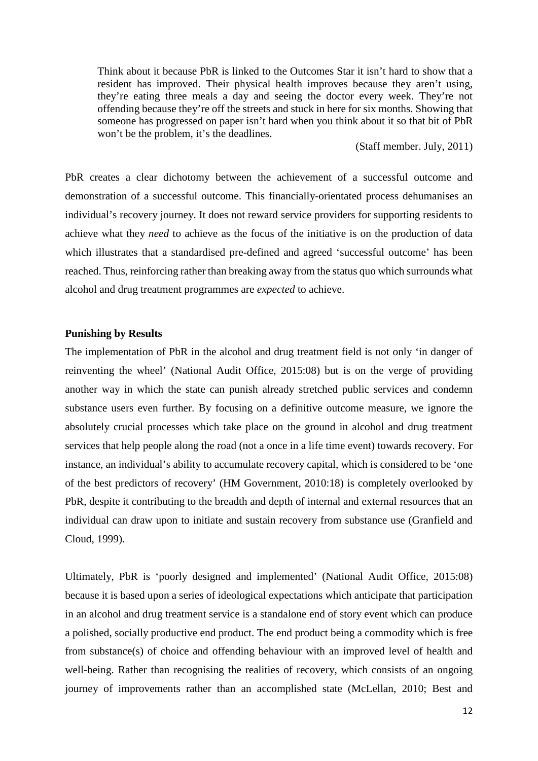> Think about it because PbR is linked to the Outcomes Star it isn't hard to show that a resident has improved. Their physical health improves because they aren't using, they're eating three meals a day and seeing the doctor every week. They're not offending because they're off the streets and stuck in here for six months. Showing that someone has progressed on paper isn't hard when you think about it so that bit of PbR won't be the problem, it's the deadlines.
>
> (Staff member. July, 2011)

PbR creates a clear dichotomy between the achievement of a successful outcome and demonstration of a successful outcome. This financially-orientated process dehumanises an individual's recovery journey. It does not reward service providers for supporting residents to achieve what they *need* to achieve as the focus of the initiative is on the production of data which illustrates that a standardised pre-defined and agreed 'successful outcome' has been reached. Thus, reinforcing rather than breaking away from the status quo which surrounds what alcohol and drug treatment programmes are *expected* to achieve.

**Punishing by Results**

The implementation of PbR in the alcohol and drug treatment field is not only 'in danger of reinventing the wheel' (National Audit Office, 2015:08) but is on the verge of providing another way in which the state can punish already stretched public services and condemn substance users even further. By focusing on a definitive outcome measure, we ignore the absolutely crucial processes which take place on the ground in alcohol and drug treatment services that help people along the road (not a once in a life time event) towards recovery. For instance, an individual's ability to accumulate recovery capital, which is considered to be 'one of the best predictors of recovery' (HM Government, 2010:18) is completely overlooked by PbR, despite it contributing to the breadth and depth of internal and external resources that an individual can draw upon to initiate and sustain recovery from substance use (Granfield and Cloud, 1999).

Ultimately, PbR is 'poorly designed and implemented' (National Audit Office, 2015:08) because it is based upon a series of ideological expectations which anticipate that participation in an alcohol and drug treatment service is a standalone end of story event which can produce a polished, socially productive end product. The end product being a commodity which is free from substance(s) of choice and offending behaviour with an improved level of health and well-being. Rather than recognising the realities of recovery, which consists of an ongoing journey of improvements rather than an accomplished state (McLellan, 2010; Best and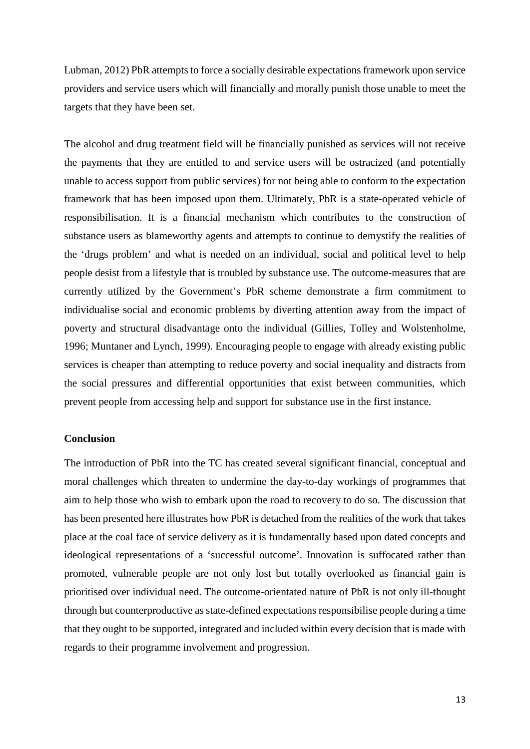Lubman, 2012) PbR attempts to force a socially desirable expectations framework upon service providers and service users which will financially and morally punish those unable to meet the targets that they have been set.

The alcohol and drug treatment field will be financially punished as services will not receive the payments that they are entitled to and service users will be ostracized (and potentially unable to access support from public services) for not being able to conform to the expectation framework that has been imposed upon them. Ultimately, PbR is a state-operated vehicle of responsibilisation. It is a financial mechanism which contributes to the construction of substance users as blameworthy agents and attempts to continue to demystify the realities of the 'drugs problem' and what is needed on an individual, social and political level to help people desist from a lifestyle that is troubled by substance use. The outcome-measures that are currently utilized by the Government's PbR scheme demonstrate a firm commitment to individualise social and economic problems by diverting attention away from the impact of poverty and structural disadvantage onto the individual (Gillies, Tolley and Wolstenholme, 1996; Muntaner and Lynch, 1999). Encouraging people to engage with already existing public services is cheaper than attempting to reduce poverty and social inequality and distracts from the social pressures and differential opportunities that exist between communities, which prevent people from accessing help and support for substance use in the first instance.

**Conclusion**

The introduction of PbR into the TC has created several significant financial, conceptual and moral challenges which threaten to undermine the day-to-day workings of programmes that aim to help those who wish to embark upon the road to recovery to do so. The discussion that has been presented here illustrates how PbR is detached from the realities of the work that takes place at the coal face of service delivery as it is fundamentally based upon dated concepts and ideological representations of a 'successful outcome'. Innovation is suffocated rather than promoted, vulnerable people are not only lost but totally overlooked as financial gain is prioritised over individual need. The outcome-orientated nature of PbR is not only ill-thought through but counterproductive as state-defined expectations responsibilise people during a time that they ought to be supported, integrated and included within every decision that is made with regards to their programme involvement and progression.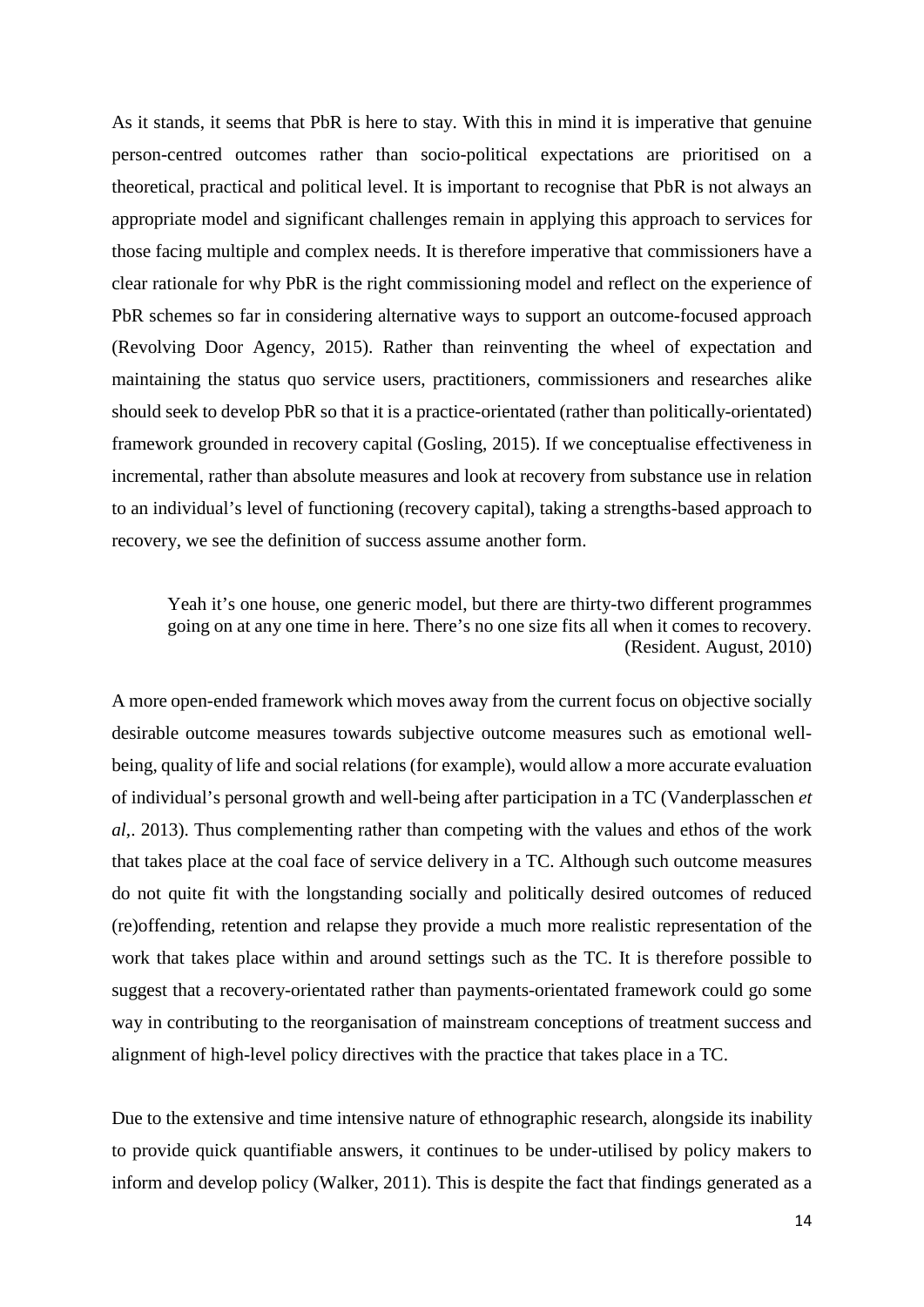As it stands, it seems that PbR is here to stay. With this in mind it is imperative that genuine person-centred outcomes rather than socio-political expectations are prioritised on a theoretical, practical and political level. It is important to recognise that PbR is not always an appropriate model and significant challenges remain in applying this approach to services for those facing multiple and complex needs. It is therefore imperative that commissioners have a clear rationale for why PbR is the right commissioning model and reflect on the experience of PbR schemes so far in considering alternative ways to support an outcome-focused approach (Revolving Door Agency, 2015). Rather than reinventing the wheel of expectation and maintaining the status quo service users, practitioners, commissioners and researches alike should seek to develop PbR so that it is a practice-orientated (rather than politically-orientated) framework grounded in recovery capital (Gosling, 2015). If we conceptualise effectiveness in incremental, rather than absolute measures and look at recovery from substance use in relation to an individual's level of functioning (recovery capital), taking a strengths-based approach to recovery, we see the definition of success assume another form.

> Yeah it's one house, one generic model, but there are thirty-two different programmes going on at any one time in here. There's no one size fits all when it comes to recovery. (Resident. August, 2010)

A more open-ended framework which moves away from the current focus on objective socially desirable outcome measures towards subjective outcome measures such as emotional well-being, quality of life and social relations (for example), would allow a more accurate evaluation of individual's personal growth and well-being after participation in a TC (Vanderplasschen *et al*,. 2013). Thus complementing rather than competing with the values and ethos of the work that takes place at the coal face of service delivery in a TC. Although such outcome measures do not quite fit with the longstanding socially and politically desired outcomes of reduced (re)offending, retention and relapse they provide a much more realistic representation of the work that takes place within and around settings such as the TC. It is therefore possible to suggest that a recovery-orientated rather than payments-orientated framework could go some way in contributing to the reorganisation of mainstream conceptions of treatment success and alignment of high-level policy directives with the practice that takes place in a TC.

Due to the extensive and time intensive nature of ethnographic research, alongside its inability to provide quick quantifiable answers, it continues to be under-utilised by policy makers to inform and develop policy (Walker, 2011). This is despite the fact that findings generated as a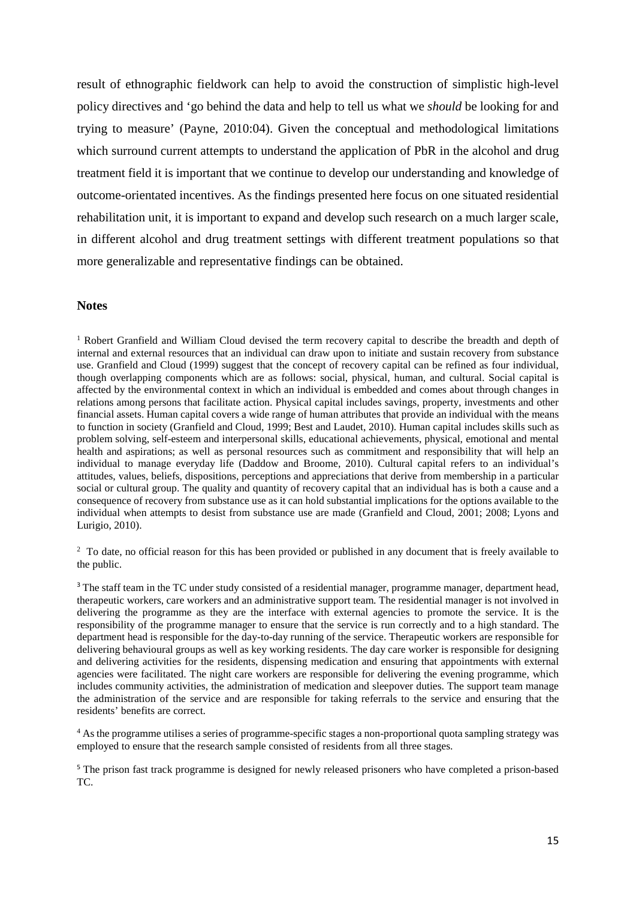result of ethnographic fieldwork can help to avoid the construction of simplistic high-level policy directives and 'go behind the data and help to tell us what we *should* be looking for and trying to measure' (Payne, 2010:04). Given the conceptual and methodological limitations which surround current attempts to understand the application of PbR in the alcohol and drug treatment field it is important that we continue to develop our understanding and knowledge of outcome-orientated incentives. As the findings presented here focus on one situated residential rehabilitation unit, it is important to expand and develop such research on a much larger scale, in different alcohol and drug treatment settings with different treatment populations so that more generalizable and representative findings can be obtained.

**Notes**

[1] Robert Granfield and William Cloud devised the term recovery capital to describe the breadth and depth of internal and external resources that an individual can draw upon to initiate and sustain recovery from substance use. Granfield and Cloud (1999) suggest that the concept of recovery capital can be refined as four individual, though overlapping components which are as follows: social, physical, human, and cultural. Social capital is affected by the environmental context in which an individual is embedded and comes about through changes in relations among persons that facilitate action. Physical capital includes savings, property, investments and other financial assets. Human capital covers a wide range of human attributes that provide an individual with the means to function in society (Granfield and Cloud, 1999; Best and Laudet, 2010). Human capital includes skills such as problem solving, self-esteem and interpersonal skills, educational achievements, physical, emotional and mental health and aspirations; as well as personal resources such as commitment and responsibility that will help an individual to manage everyday life (Daddow and Broome, 2010). Cultural capital refers to an individual's attitudes, values, beliefs, dispositions, perceptions and appreciations that derive from membership in a particular social or cultural group. The quality and quantity of recovery capital that an individual has is both a cause and a consequence of recovery from substance use as it can hold substantial implications for the options available to the individual when attempts to desist from substance use are made (Granfield and Cloud, 2001; 2008; Lyons and Lurigio, 2010).

[2] To date, no official reason for this has been provided or published in any document that is freely available to the public.

[3] The staff team in the TC under study consisted of a residential manager, programme manager, department head, therapeutic workers, care workers and an administrative support team. The residential manager is not involved in delivering the programme as they are the interface with external agencies to promote the service. It is the responsibility of the programme manager to ensure that the service is run correctly and to a high standard. The department head is responsible for the day-to-day running of the service. Therapeutic workers are responsible for delivering behavioural groups as well as key working residents. The day care worker is responsible for designing and delivering activities for the residents, dispensing medication and ensuring that appointments with external agencies were facilitated. The night care workers are responsible for delivering the evening programme, which includes community activities, the administration of medication and sleepover duties. The support team manage the administration of the service and are responsible for taking referrals to the service and ensuring that the residents' benefits are correct.

[4] As the programme utilises a series of programme-specific stages a non-proportional quota sampling strategy was employed to ensure that the research sample consisted of residents from all three stages.

[5] The prison fast track programme is designed for newly released prisoners who have completed a prison-based TC.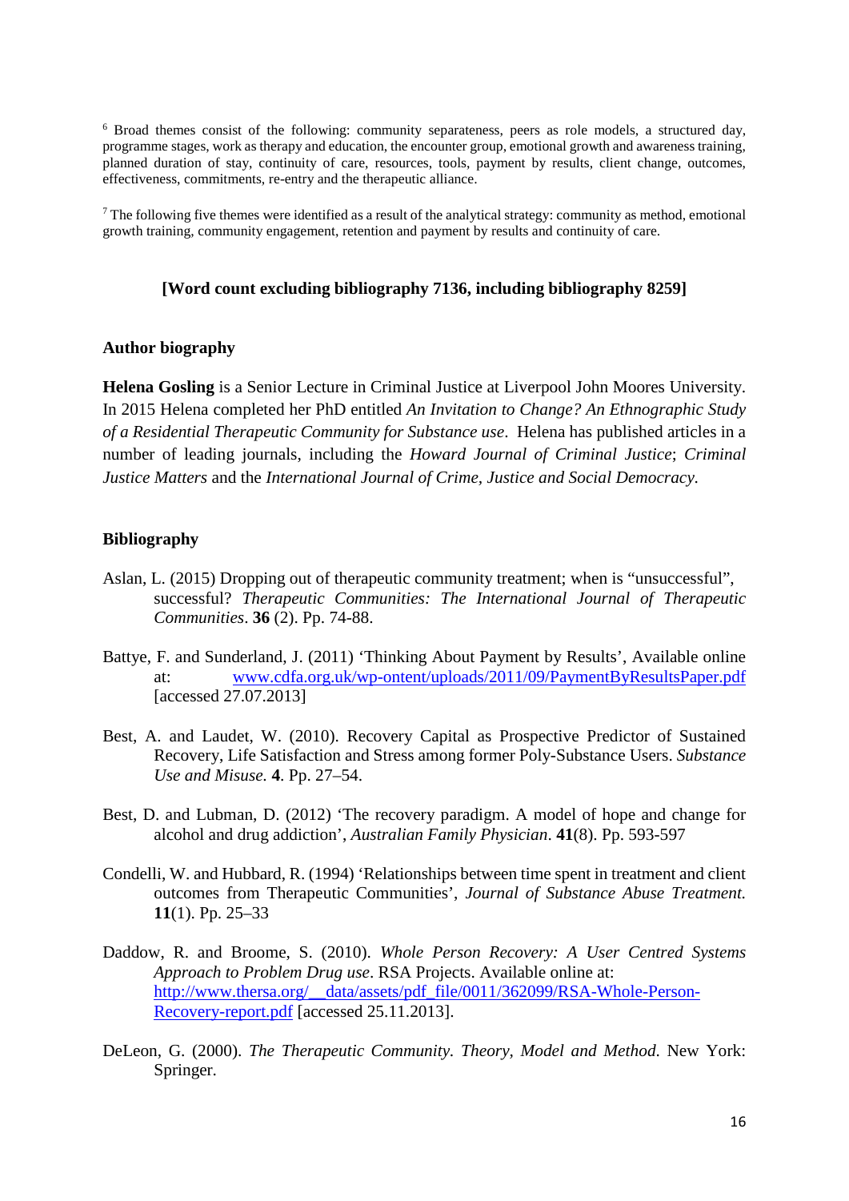[6] Broad themes consist of the following: community separateness, peers as role models, a structured day, programme stages, work as therapy and education, the encounter group, emotional growth and awareness training, planned duration of stay, continuity of care, resources, tools, payment by results, client change, outcomes, effectiveness, commitments, re-entry and the therapeutic alliance.

[7] The following five themes were identified as a result of the analytical strategy: community as method, emotional growth training, community engagement, retention and payment by results and continuity of care.

**[Word count excluding bibliography 7136, including bibliography 8259]**

## Author biography

**Helena Gosling** is a Senior Lecture in Criminal Justice at Liverpool John Moores University. In 2015 Helena completed her PhD entitled *An Invitation to Change? An Ethnographic Study of a Residential Therapeutic Community for Substance use*. Helena has published articles in a number of leading journals, including the *Howard Journal of Criminal Justice*; *Criminal Justice Matters* and the *International Journal of Crime, Justice and Social Democracy.*

## Bibliography

Aslan, L. (2015) Dropping out of therapeutic community treatment; when is "unsuccessful", successful? *Therapeutic Communities: The International Journal of Therapeutic Communities*. **36** (2). Pp. 74-88.

Battye, F. and Sunderland, J. (2011) 'Thinking About Payment by Results', Available online at: www.cdfa.org.uk/wp-ontent/uploads/2011/09/PaymentByResultsPaper.pdf [accessed 27.07.2013]

Best, A. and Laudet, W. (2010). Recovery Capital as Prospective Predictor of Sustained Recovery, Life Satisfaction and Stress among former Poly-Substance Users. *Substance Use and Misuse.* **4**. Pp. 27–54.

Best, D. and Lubman, D. (2012) 'The recovery paradigm. A model of hope and change for alcohol and drug addiction', *Australian Family Physician*. **41**(8). Pp. 593-597

Condelli, W. and Hubbard, R. (1994) 'Relationships between time spent in treatment and client outcomes from Therapeutic Communities', *Journal of Substance Abuse Treatment.* **11**(1). Pp. 25–33

Daddow, R. and Broome, S. (2010). *Whole Person Recovery: A User Centred Systems Approach to Problem Drug use*. RSA Projects. Available online at: http://www.thersa.org/__data/assets/pdf_file/0011/362099/RSA-Whole-Person-Recovery-report.pdf [accessed 25.11.2013].

DeLeon, G. (2000). *The Therapeutic Community. Theory, Model and Method*. New York: Springer.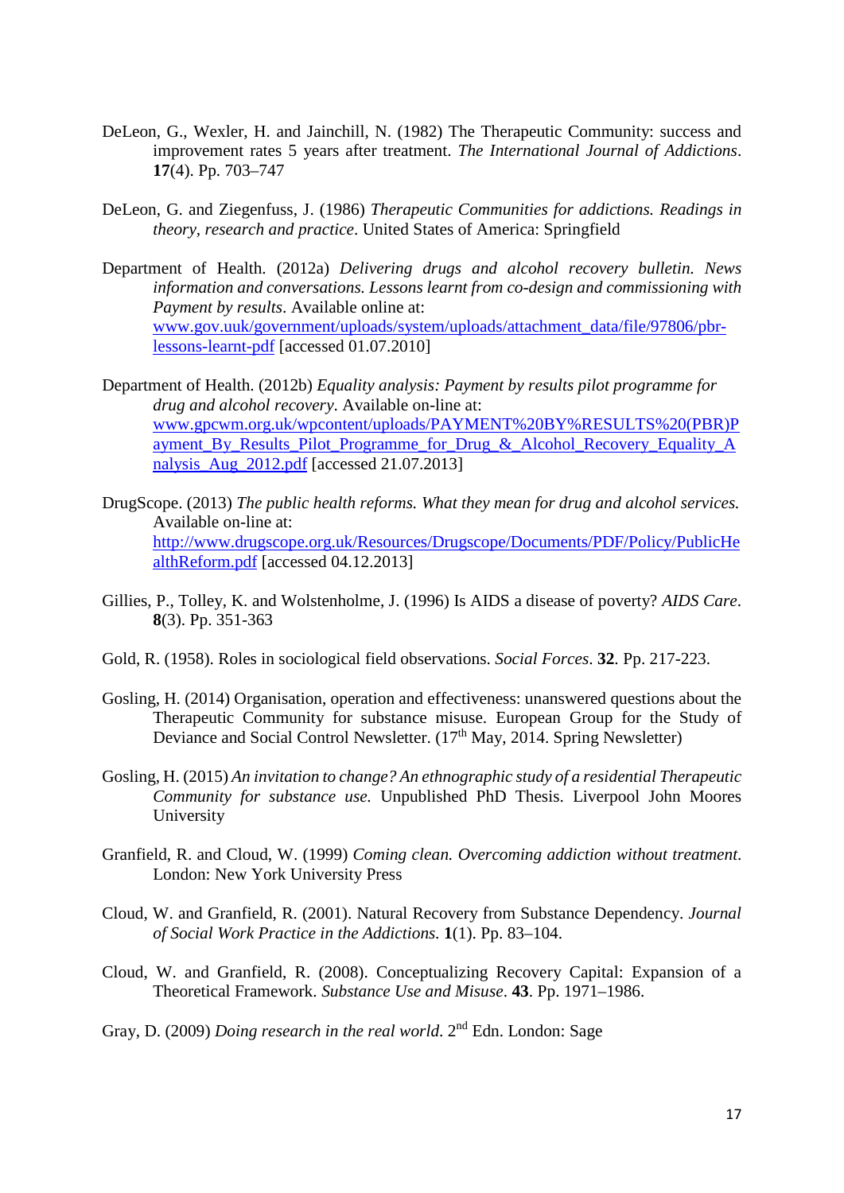DeLeon, G., Wexler, H. and Jainchill, N. (1982) The Therapeutic Community: success and improvement rates 5 years after treatment. *The International Journal of Addictions*. **17**(4). Pp. 703–747

DeLeon, G. and Ziegenfuss, J. (1986) *Therapeutic Communities for addictions. Readings in theory, research and practice*. United States of America: Springfield

Department of Health. (2012a) *Delivering drugs and alcohol recovery bulletin. News information and conversations. Lessons learnt from co-design and commissioning with Payment by results*. Available online at: www.gov.uuk/government/uploads/system/uploads/attachment_data/file/97806/pbr-lessons-learnt-pdf [accessed 01.07.2010]

Department of Health. (2012b) *Equality analysis: Payment by results pilot programme for drug and alcohol recovery*. Available on-line at: www.gpcwm.org.uk/wpcontent/uploads/PAYMENT%20BY%RESULTS%20(PBR)Payment_By_Results_Pilot_Programme_for_Drug_&_Alcohol_Recovery_Equality_Analysis_Aug_2012.pdf [accessed 21.07.2013]

DrugScope. (2013) *The public health reforms. What they mean for drug and alcohol services.* Available on-line at: http://www.drugscope.org.uk/Resources/Drugscope/Documents/PDF/Policy/PublicHealthReform.pdf [accessed 04.12.2013]

Gillies, P., Tolley, K. and Wolstenholme, J. (1996) Is AIDS a disease of poverty? *AIDS Care*. **8**(3). Pp. 351-363

Gold, R. (1958). Roles in sociological field observations. *Social Forces*. **32**. Pp. 217-223.

Gosling, H. (2014) Organisation, operation and effectiveness: unanswered questions about the Therapeutic Community for substance misuse. European Group for the Study of Deviance and Social Control Newsletter. (17th May, 2014. Spring Newsletter)

Gosling, H. (2015) *An invitation to change? An ethnographic study of a residential Therapeutic Community for substance use.* Unpublished PhD Thesis. Liverpool John Moores University

Granfield, R. and Cloud, W. (1999) *Coming clean. Overcoming addiction without treatment*. London: New York University Press

Cloud, W. and Granfield, R. (2001). Natural Recovery from Substance Dependency. *Journal of Social Work Practice in the Addictions*. **1**(1). Pp. 83–104.

Cloud, W. and Granfield, R. (2008). Conceptualizing Recovery Capital: Expansion of a Theoretical Framework. *Substance Use and Misuse*. **43**. Pp. 1971–1986.

Gray, D. (2009) *Doing research in the real world*. 2nd Edn. London: Sage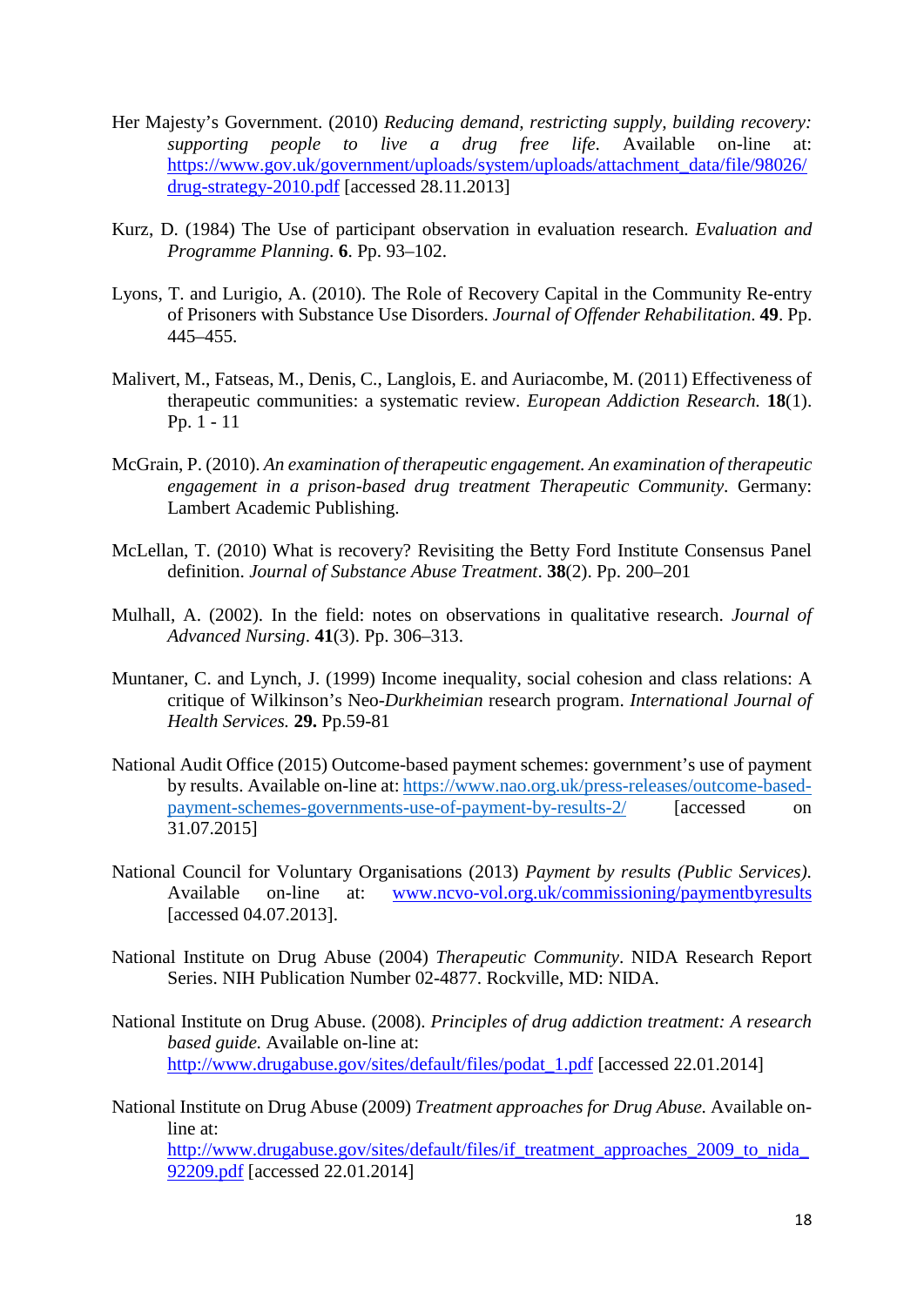Her Majesty's Government. (2010) *Reducing demand, restricting supply, building recovery: supporting people to live a drug free life*. Available on-line at: https://www.gov.uk/government/uploads/system/uploads/attachment_data/file/98026/drug-strategy-2010.pdf [accessed 28.11.2013]

Kurz, D. (1984) The Use of participant observation in evaluation research. *Evaluation and Programme Planning*. **6**. Pp. 93–102.

Lyons, T. and Lurigio, A. (2010). The Role of Recovery Capital in the Community Re-entry of Prisoners with Substance Use Disorders. *Journal of Offender Rehabilitation*. **49**. Pp. 445–455.

Malivert, M., Fatseas, M., Denis, C., Langlois, E. and Auriacombe, M. (2011) Effectiveness of therapeutic communities: a systematic review. *European Addiction Research.* **18**(1). Pp. 1 - 11

McGrain, P. (2010). *An examination of therapeutic engagement. An examination of therapeutic engagement in a prison-based drug treatment Therapeutic Community*. Germany: Lambert Academic Publishing.

McLellan, T. (2010) What is recovery? Revisiting the Betty Ford Institute Consensus Panel definition. *Journal of Substance Abuse Treatment*. **38**(2). Pp. 200–201

Mulhall, A. (2002). In the field: notes on observations in qualitative research. *Journal of Advanced Nursing*. **41**(3). Pp. 306–313.

Muntaner, C. and Lynch, J. (1999) Income inequality, social cohesion and class relations: A critique of Wilkinson's Neo-*Durkheimian* research program. *International Journal of Health Services.* **29.** Pp.59-81

National Audit Office (2015) Outcome-based payment schemes: government's use of payment by results. Available on-line at: https://www.nao.org.uk/press-releases/outcome-based-payment-schemes-governments-use-of-payment-by-results-2/ [accessed on 31.07.2015]

National Council for Voluntary Organisations (2013) *Payment by results (Public Services).* Available on-line at: www.ncvo-vol.org.uk/commissioning/paymentbyresults [accessed 04.07.2013].

National Institute on Drug Abuse (2004) *Therapeutic Community*. NIDA Research Report Series. NIH Publication Number 02-4877. Rockville, MD: NIDA.

National Institute on Drug Abuse. (2008). *Principles of drug addiction treatment: A research based guide.* Available on-line at: http://www.drugabuse.gov/sites/default/files/podat_1.pdf [accessed 22.01.2014]

National Institute on Drug Abuse (2009) *Treatment approaches for Drug Abuse.* Available on-line at: http://www.drugabuse.gov/sites/default/files/if_treatment_approaches_2009_to_nida_92209.pdf [accessed 22.01.2014]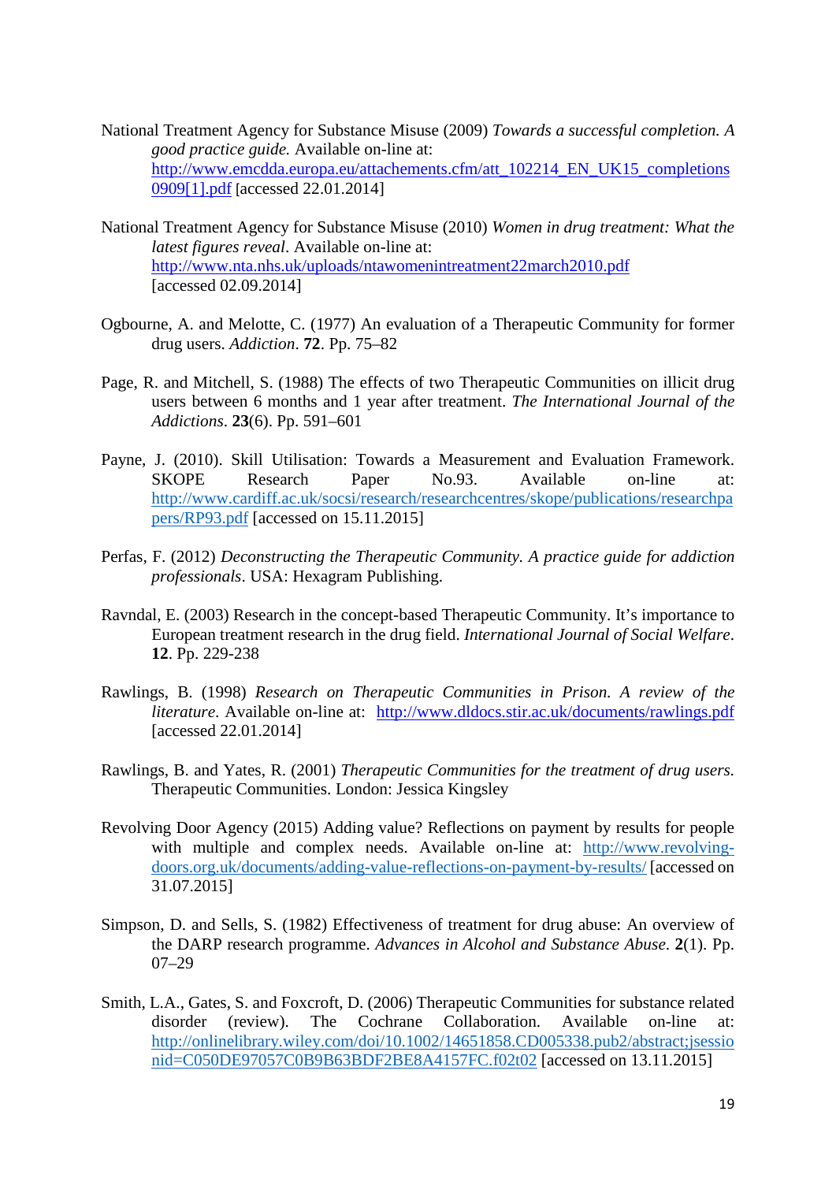National Treatment Agency for Substance Misuse (2009) *Towards a successful completion. A good practice guide.* Available on-line at: http://www.emcdda.europa.eu/attachements.cfm/att_102214_EN_UK15_completions0909[1].pdf [accessed 22.01.2014]

National Treatment Agency for Substance Misuse (2010) *Women in drug treatment: What the latest figures reveal*. Available on-line at: http://www.nta.nhs.uk/uploads/ntawomenintreatment22march2010.pdf [accessed 02.09.2014]

Ogbourne, A. and Melotte, C. (1977) An evaluation of a Therapeutic Community for former drug users. *Addiction*. **72**. Pp. 75–82

Page, R. and Mitchell, S. (1988) The effects of two Therapeutic Communities on illicit drug users between 6 months and 1 year after treatment. *The International Journal of the Addictions*. **23**(6). Pp. 591–601

Payne, J. (2010). Skill Utilisation: Towards a Measurement and Evaluation Framework. SKOPE Research Paper No.93. Available on-line at: http://www.cardiff.ac.uk/socsi/research/researchcentres/skope/publications/researchpapers/RP93.pdf [accessed on 15.11.2015]

Perfas, F. (2012) *Deconstructing the Therapeutic Community. A practice guide for addiction professionals*. USA: Hexagram Publishing.

Ravndal, E. (2003) Research in the concept-based Therapeutic Community. It's importance to European treatment research in the drug field. *International Journal of Social Welfare*. **12**. Pp. 229-238

Rawlings, B. (1998) *Research on Therapeutic Communities in Prison. A review of the literature*. Available on-line at: http://www.dldocs.stir.ac.uk/documents/rawlings.pdf [accessed 22.01.2014]

Rawlings, B. and Yates, R. (2001) *Therapeutic Communities for the treatment of drug users.* Therapeutic Communities. London: Jessica Kingsley

Revolving Door Agency (2015) Adding value? Reflections on payment by results for people with multiple and complex needs. Available on-line at: http://www.revolving-doors.org.uk/documents/adding-value-reflections-on-payment-by-results/ [accessed on 31.07.2015]

Simpson, D. and Sells, S. (1982) Effectiveness of treatment for drug abuse: An overview of the DARP research programme. *Advances in Alcohol and Substance Abuse*. **2**(1). Pp. 07–29

Smith, L.A., Gates, S. and Foxcroft, D. (2006) Therapeutic Communities for substance related disorder (review). The Cochrane Collaboration. Available on-line at: http://onlinelibrary.wiley.com/doi/10.1002/14651858.CD005338.pub2/abstract;jsessionid=C050DE97057C0B9B63BDF2BE8A4157FC.f02t02 [accessed on 13.11.2015]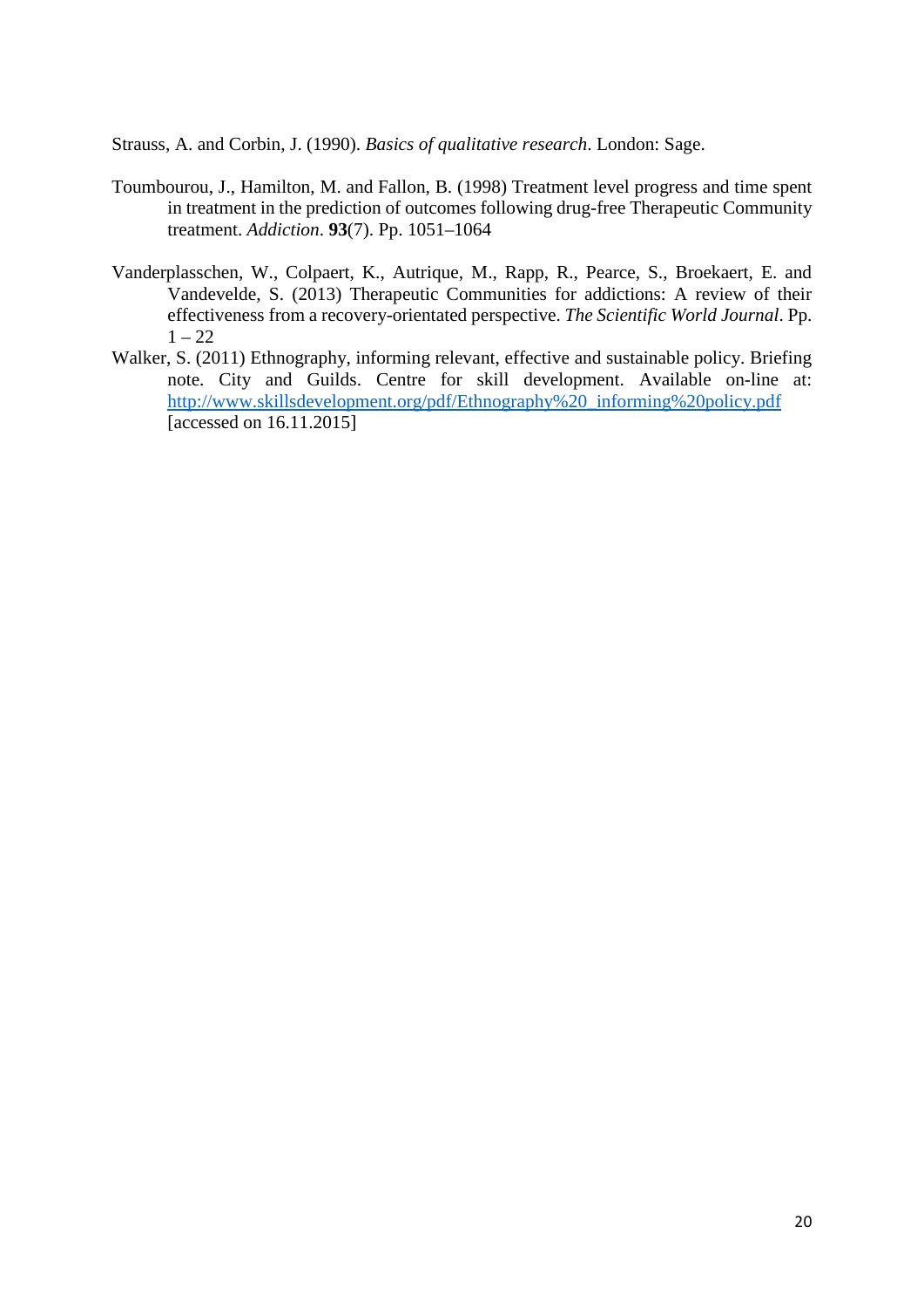Strauss, A. and Corbin, J. (1990). *Basics of qualitative research*. London: Sage.

Toumbourou, J., Hamilton, M. and Fallon, B. (1998) Treatment level progress and time spent in treatment in the prediction of outcomes following drug-free Therapeutic Community treatment. *Addiction*. **93**(7). Pp. 1051–1064

Vanderplasschen, W., Colpaert, K., Autrique, M., Rapp, R., Pearce, S., Broekaert, E. and Vandevelde, S. (2013) Therapeutic Communities for addictions: A review of their effectiveness from a recovery-orientated perspective. *The Scientific World Journal*. Pp. 1 – 22

Walker, S. (2011) Ethnography, informing relevant, effective and sustainable policy. Briefing note. City and Guilds. Centre for skill development. Available on-line at: [http://www.skillsdevelopment.org/pdf/Ethnography%20_informing%20policy.pdf](http://www.skillsdevelopment.org/pdf/Ethnography%20_informing%20policy.pdf) [accessed on 16.11.2015]